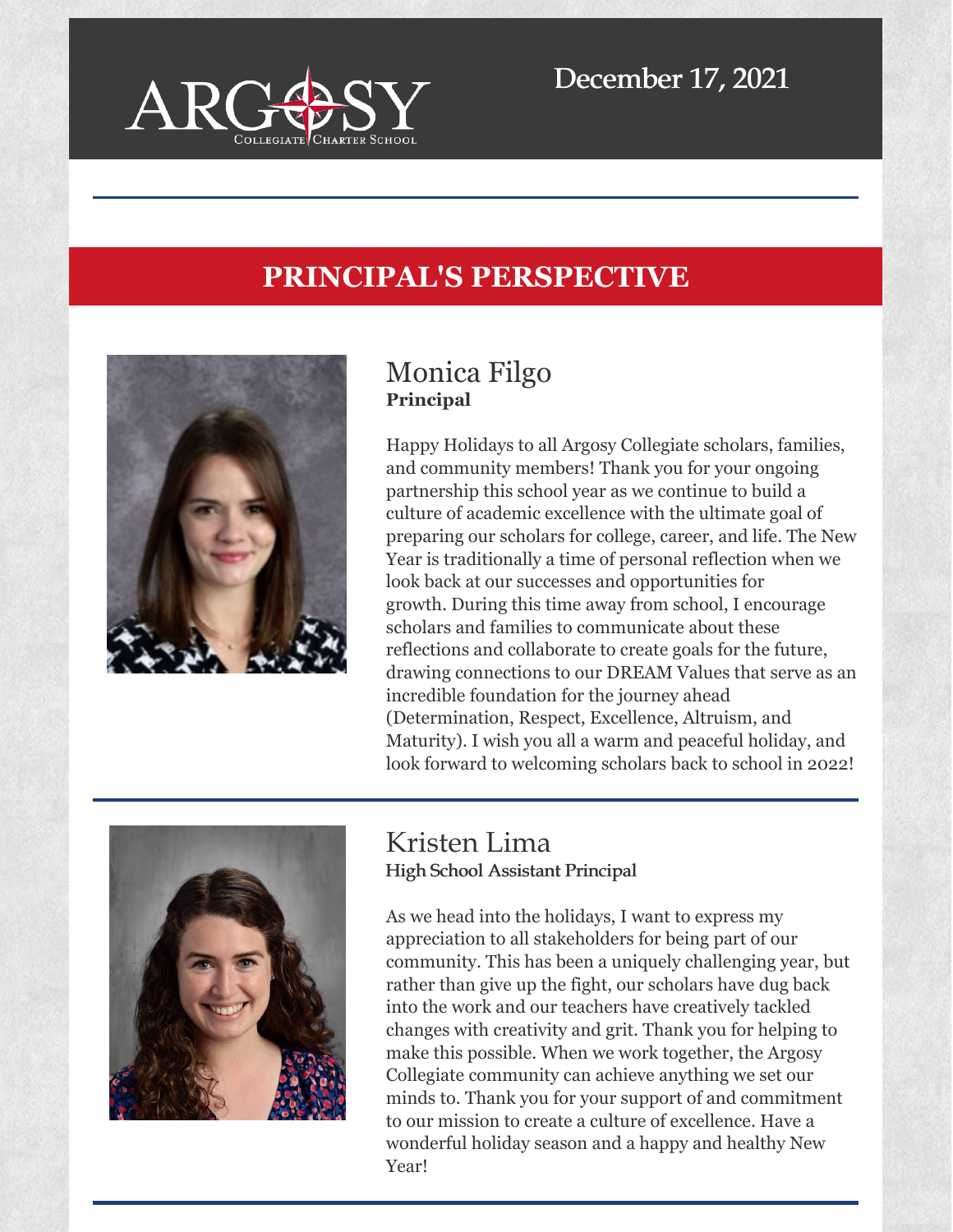ARGOSY Collegiate Charter School

December 17, 2021

## PRINCIPAL'S PERSPECTIVE

### Monica Filgo
**Principal**

Happy Holidays to all Argosy Collegiate scholars, families, and community members! Thank you for your ongoing partnership this school year as we continue to build a culture of academic excellence with the ultimate goal of preparing our scholars for college, career, and life. The New Year is traditionally a time of personal reflection when we look back at our successes and opportunities for growth. During this time away from school, I encourage scholars and families to communicate about these reflections and collaborate to create goals for the future, drawing connections to our DREAM Values that serve as an incredible foundation for the journey ahead (Determination, Respect, Excellence, Altruism, and Maturity). I wish you all a warm and peaceful holiday, and look forward to welcoming scholars back to school in 2022!

---

### Kristen Lima
**High School Assistant Principal**

As we head into the holidays, I want to express my appreciation to all stakeholders for being part of our community. This has been a uniquely challenging year, but rather than give up the fight, our scholars have dug back into the work and our teachers have creatively tackled changes with creativity and grit. Thank you for helping to make this possible. When we work together, the Argosy Collegiate community can achieve anything we set our minds to. Thank you for your support of and commitment to our mission to create a culture of excellence. Have a wonderful holiday season and a happy and healthy New Year!

---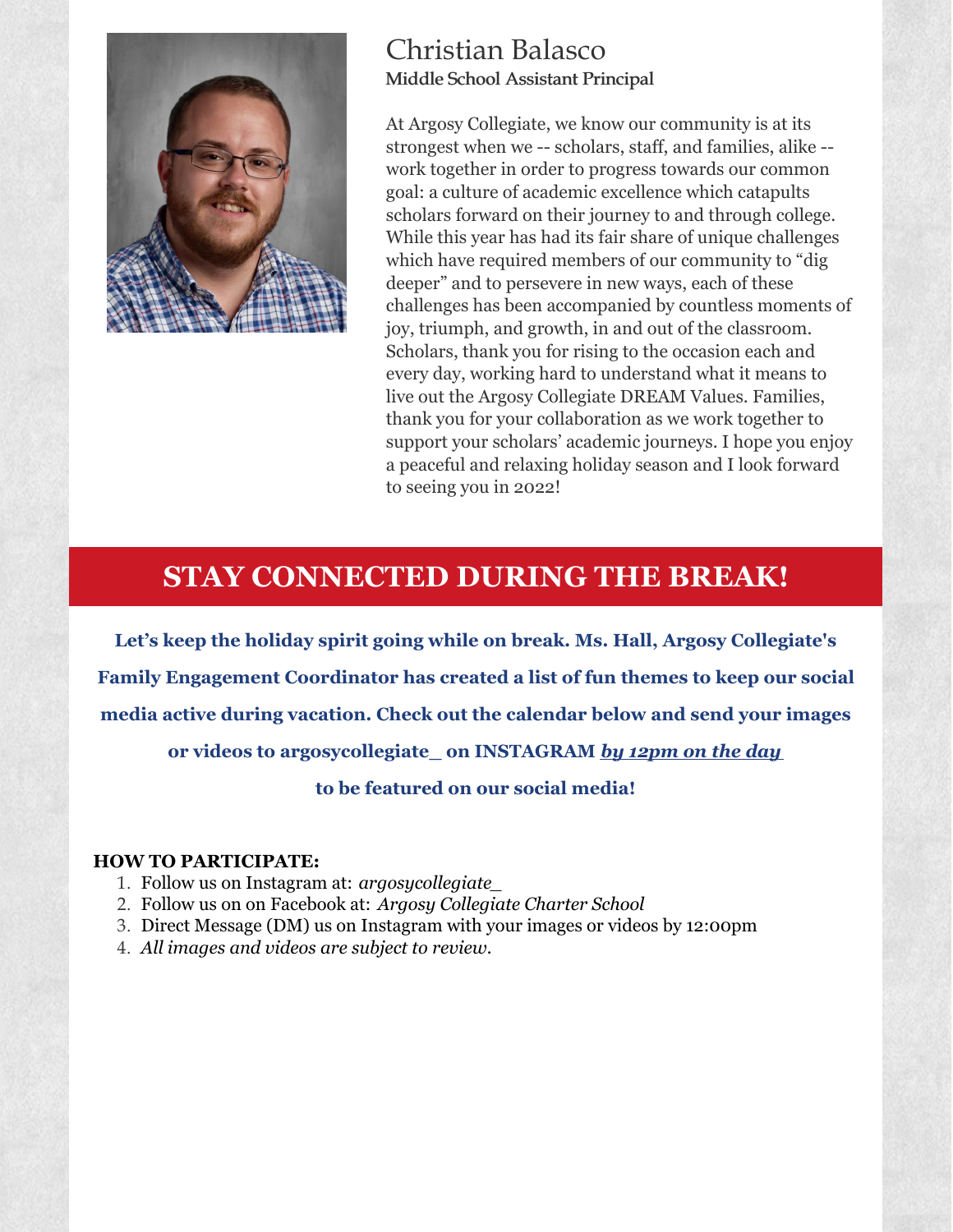## Christian Balasco

**Middle School Assistant Principal**

At Argosy Collegiate, we know our community is at its strongest when we -- scholars, staff, and families, alike -- work together in order to progress towards our common goal: a culture of academic excellence which catapults scholars forward on their journey to and through college. While this year has had its fair share of unique challenges which have required members of our community to "dig deeper" and to persevere in new ways, each of these challenges has been accompanied by countless moments of joy, triumph, and growth, in and out of the classroom. Scholars, thank you for rising to the occasion each and every day, working hard to understand what it means to live out the Argosy Collegiate DREAM Values. Families, thank you for your collaboration as we work together to support your scholars' academic journeys. I hope you enjoy a peaceful and relaxing holiday season and I look forward to seeing you in 2022!

# STAY CONNECTED DURING THE BREAK!

**Let's keep the holiday spirit going while on break. Ms. Hall, Argosy Collegiate's Family Engagement Coordinator has created a list of fun themes to keep our social media active during vacation. Check out the calendar below and send your images or videos to argosycollegiate_ on INSTAGRAM *by 12pm on the day* to be featured on our social media!**

**HOW TO PARTICIPATE:**

1. Follow us on Instagram at: *argosycollegiate_*
2. Follow us on on Facebook at: *Argosy Collegiate Charter School*
3. Direct Message (DM) us on Instagram with your images or videos by 12:00pm
4. *All images and videos are subject to review.*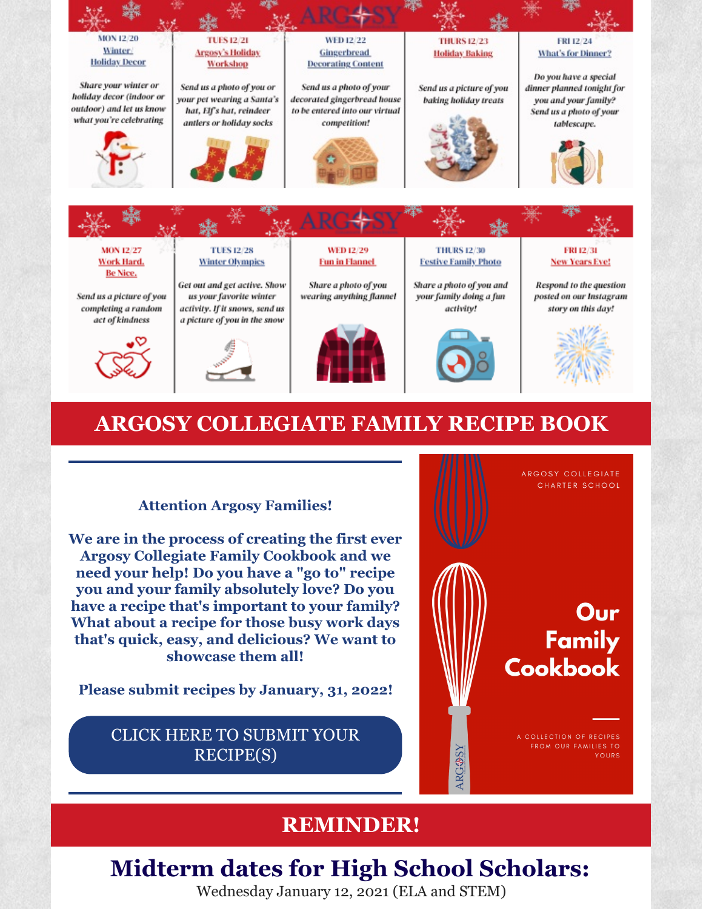| MON 12/20 Winter/ Holiday Decor | TUES 12/21 Argosy's Holiday Workshop | WED 12/22 Gingerbread Decorating Content | THURS 12/23 Holiday Baking | FRI 12/24 What's for Dinner? |
| --- | --- | --- | --- | --- |
| *Share your winter or holiday decor (indoor or outdoor) and let us know what you're celebrating* | *Send us a photo of you or your pet wearing a Santa's hat, Elf's hat, reindeer antlers or holiday socks* | *Send us a photo of your decorated gingerbread house to be entered into our virtual competition!* | *Send us a picture of you baking holiday treats* | *Do you have a special dinner planned tonight for you and your family? Send us a photo of your tablescape.* |

| MON 12/27 Work Hard. Be Nice. | TUES 12/28 Winter Olympics | WED 12/29 Fun in Flannel | THURS 12/30 Festive Family Photo | FRI 12/31 New Years Eve! |
| --- | --- | --- | --- | --- |
| *Send us a picture of you completing a random act of kindness* | *Get out and get active. Show us your favorite winter activity. If it snows, send us a picture of you in the snow* | *Share a photo of you wearing anything flannel* | *Share a photo of you and your family doing a fun activity!* | *Respond to the question posted on our Instagram story on this day!* |

## ARGOSY COLLEGIATE FAMILY RECIPE BOOK

**Attention Argosy Families!**

**We are in the process of creating the first ever Argosy Collegiate Family Cookbook and we need your help! Do you have a "go to" recipe you and your family absolutely love? Do you have a recipe that's important to your family? What about a recipe for those busy work days that's quick, easy, and delicious? We want to showcase them all!**

**Please submit recipes by January, 31, 2022!**

CLICK HERE TO SUBMIT YOUR RECIPE(S)

ARGOSY COLLEGIATE CHARTER SCHOOL

**Our Family Cookbook**

A COLLECTION OF RECIPES FROM OUR FAMILIES TO YOURS

## REMINDER!

# Midterm dates for High School Scholars:

Wednesday January 12, 2021 (ELA and STEM)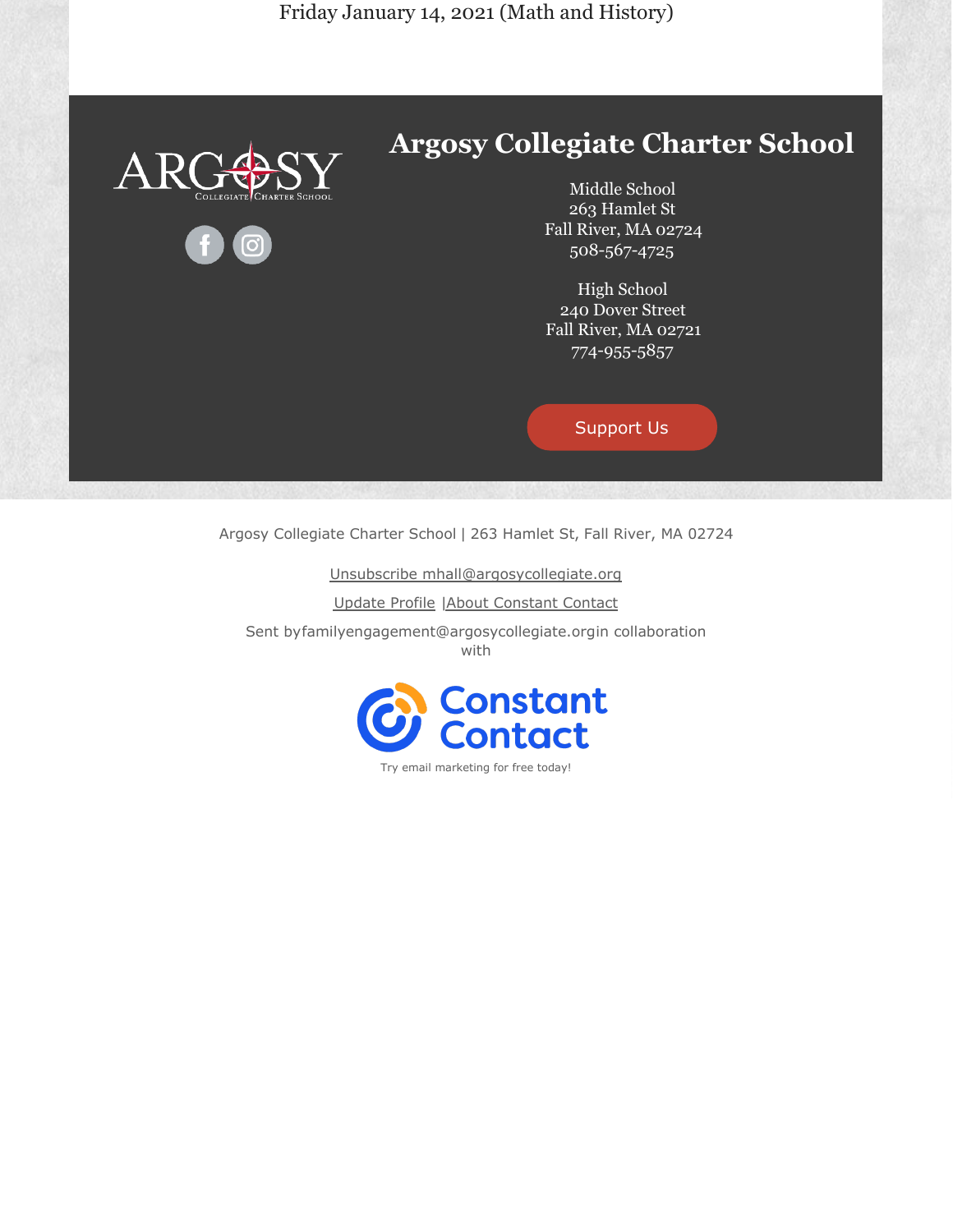Friday January 14, 2021 (Math and History)

## Argosy Collegiate Charter School

Middle School
263 Hamlet St
Fall River, MA 02724
508-567-4725

High School
240 Dover Street
Fall River, MA 02721
774-955-5857

Support Us

Argosy Collegiate Charter School | 263 Hamlet St, Fall River, MA 02724

Unsubscribe mhall@argosycollegiate.org

Update Profile |About Constant Contact

Sent byfamilyengagement@argosycollegiate.orgin collaboration with

Constant Contact

Try email marketing for free today!